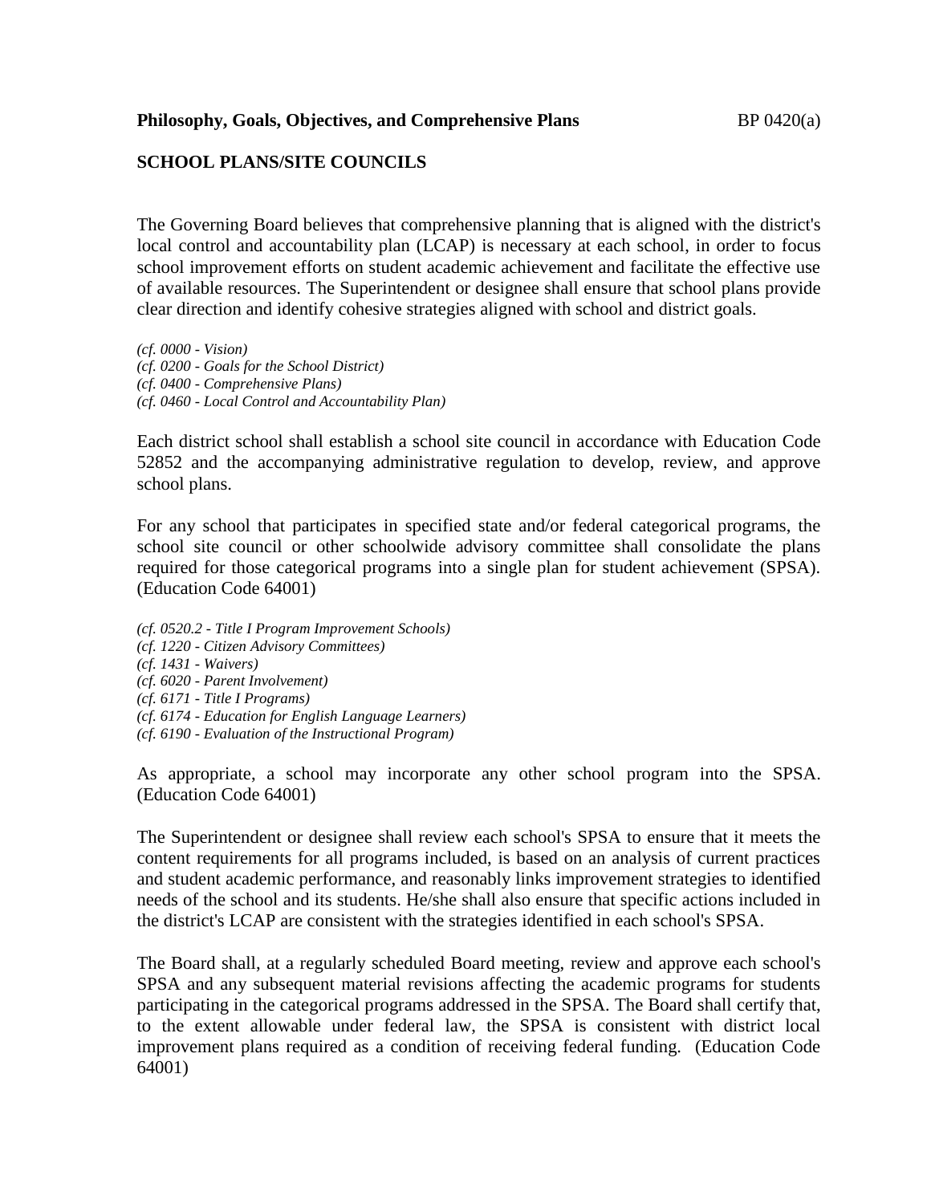**Philosophy, Goals, Objectives, and Comprehensive Plans** BP 0420(a)

## SCHOOL PLANS/SITE COUNCILS

The Governing Board believes that comprehensive planning that is aligned with the district's local control and accountability plan (LCAP) is necessary at each school, in order to focus school improvement efforts on student academic achievement and facilitate the effective use of available resources. The Superintendent or designee shall ensure that school plans provide clear direction and identify cohesive strategies aligned with school and district goals.

*(cf. 0000 - Vision)*
*(cf. 0200 - Goals for the School District)*
*(cf. 0400 - Comprehensive Plans)*
*(cf. 0460 - Local Control and Accountability Plan)*

Each district school shall establish a school site council in accordance with Education Code 52852 and the accompanying administrative regulation to develop, review, and approve school plans.

For any school that participates in specified state and/or federal categorical programs, the school site council or other schoolwide advisory committee shall consolidate the plans required for those categorical programs into a single plan for student achievement (SPSA). (Education Code 64001)

*(cf. 0520.2 - Title I Program Improvement Schools)*
*(cf. 1220 - Citizen Advisory Committees)*
*(cf. 1431 - Waivers)*
*(cf. 6020 - Parent Involvement)*
*(cf. 6171 - Title I Programs)*
*(cf. 6174 - Education for English Language Learners)*
*(cf. 6190 - Evaluation of the Instructional Program)*

As appropriate, a school may incorporate any other school program into the SPSA. (Education Code 64001)

The Superintendent or designee shall review each school's SPSA to ensure that it meets the content requirements for all programs included, is based on an analysis of current practices and student academic performance, and reasonably links improvement strategies to identified needs of the school and its students. He/she shall also ensure that specific actions included in the district's LCAP are consistent with the strategies identified in each school's SPSA.

The Board shall, at a regularly scheduled Board meeting, review and approve each school's SPSA and any subsequent material revisions affecting the academic programs for students participating in the categorical programs addressed in the SPSA. The Board shall certify that, to the extent allowable under federal law, the SPSA is consistent with district local improvement plans required as a condition of receiving federal funding. (Education Code 64001)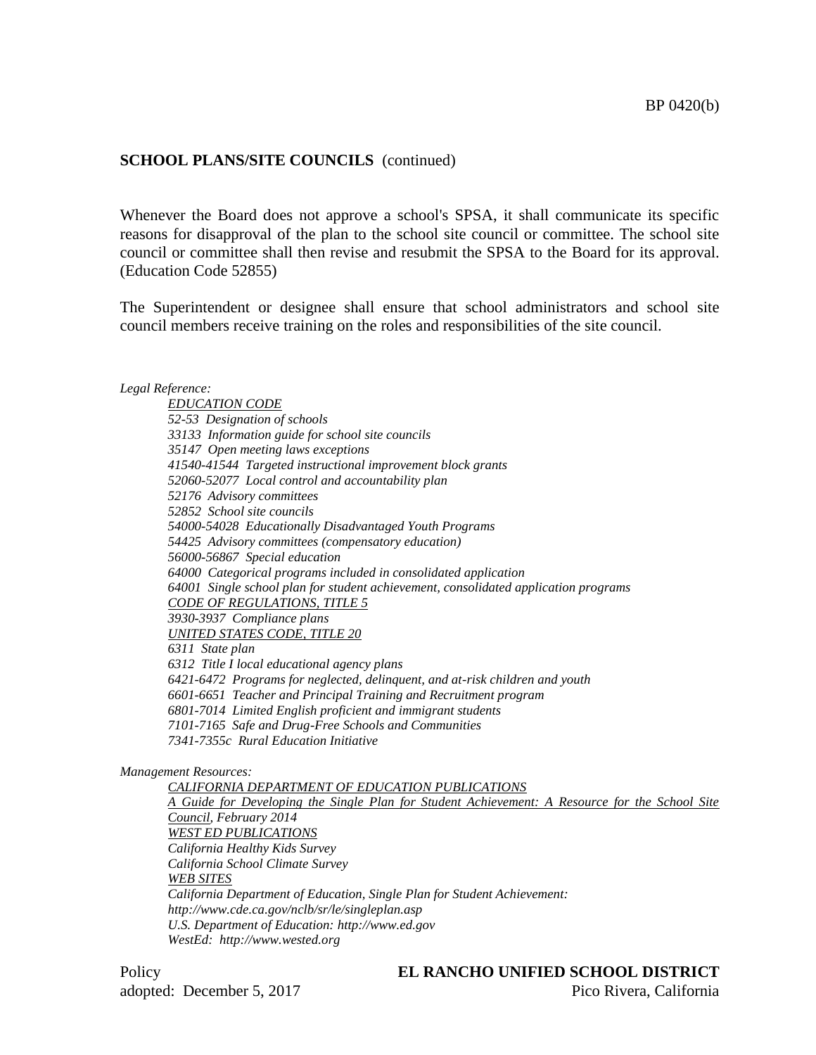**SCHOOL PLANS/SITE COUNCILS** (continued)

Whenever the Board does not approve a school's SPSA, it shall communicate its specific reasons for disapproval of the plan to the school site council or committee. The school site council or committee shall then revise and resubmit the SPSA to the Board for its approval. (Education Code 52855)

The Superintendent or designee shall ensure that school administrators and school site council members receive training on the roles and responsibilities of the site council.

*Legal Reference:*

*EDUCATION CODE*
*52-53 Designation of schools*
*33133 Information guide for school site councils*
*35147 Open meeting laws exceptions*
*41540-41544 Targeted instructional improvement block grants*
*52060-52077 Local control and accountability plan*
*52176 Advisory committees*
*52852 School site councils*
*54000-54028 Educationally Disadvantaged Youth Programs*
*54425 Advisory committees (compensatory education)*
*56000-56867 Special education*
*64000 Categorical programs included in consolidated application*
*64001 Single school plan for student achievement, consolidated application programs*
*CODE OF REGULATIONS, TITLE 5*
*3930-3937 Compliance plans*
*UNITED STATES CODE, TITLE 20*
*6311 State plan*
*6312 Title I local educational agency plans*
*6421-6472 Programs for neglected, delinquent, and at-risk children and youth*
*6601-6651 Teacher and Principal Training and Recruitment program*
*6801-7014 Limited English proficient and immigrant students*
*7101-7165 Safe and Drug-Free Schools and Communities*
*7341-7355c Rural Education Initiative*

*Management Resources:*

*CALIFORNIA DEPARTMENT OF EDUCATION PUBLICATIONS*
*A Guide for Developing the Single Plan for Student Achievement: A Resource for the School Site Council, February 2014*
*WEST ED PUBLICATIONS*
*California Healthy Kids Survey*
*California School Climate Survey*
*WEB SITES*
*California Department of Education, Single Plan for Student Achievement: http://www.cde.ca.gov/nclb/sr/le/singleplan.asp*
*U.S. Department of Education: http://www.ed.gov*
*WestEd: http://www.wested.org*

Policy
adopted: December 5, 2017

**EL RANCHO UNIFIED SCHOOL DISTRICT**
Pico Rivera, California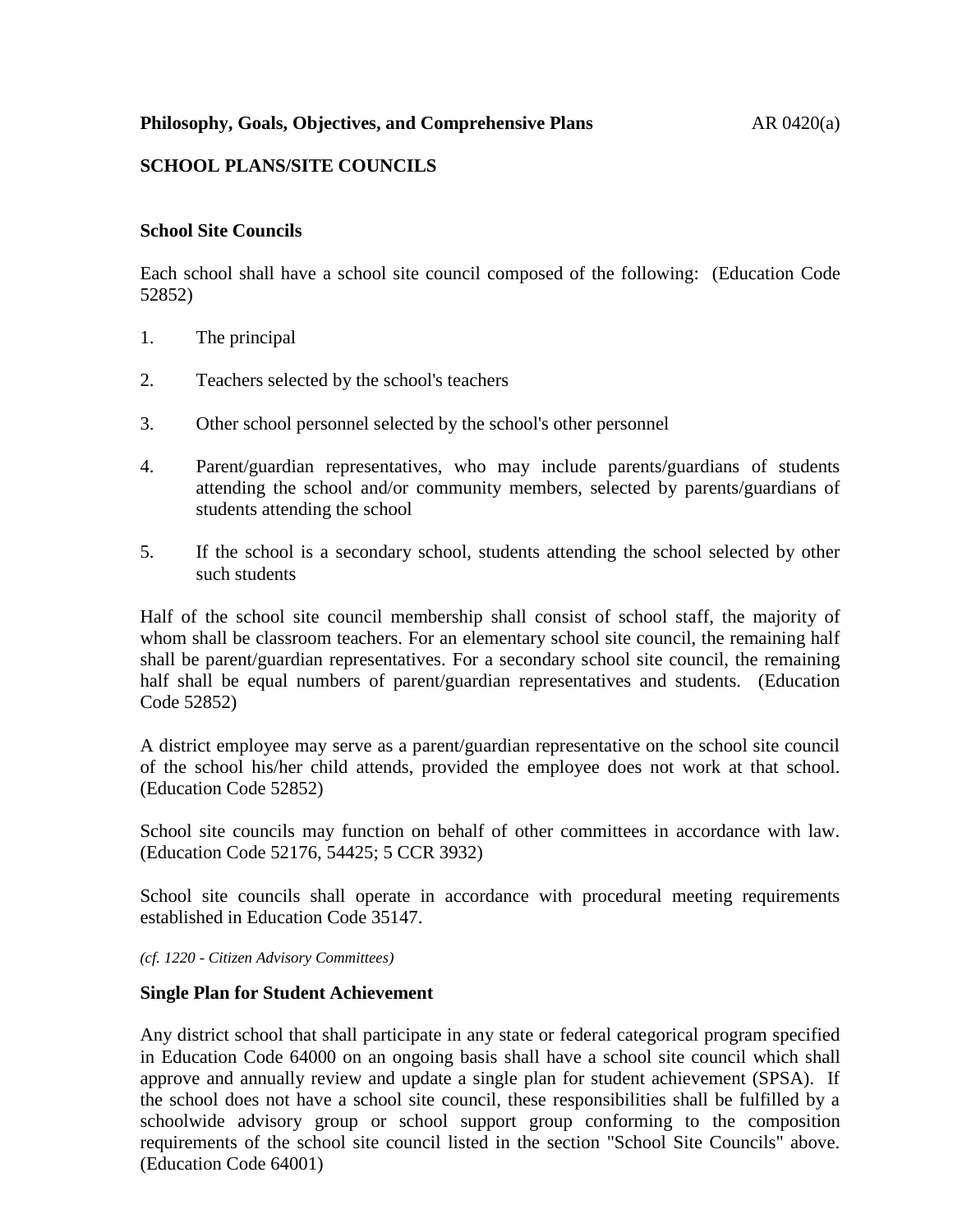**Philosophy, Goals, Objectives, and Comprehensive Plans** AR 0420(a)

## SCHOOL PLANS/SITE COUNCILS

### School Site Councils

Each school shall have a school site council composed of the following: (Education Code 52852)

1. The principal
2. Teachers selected by the school's teachers
3. Other school personnel selected by the school's other personnel
4. Parent/guardian representatives, who may include parents/guardians of students attending the school and/or community members, selected by parents/guardians of students attending the school
5. If the school is a secondary school, students attending the school selected by other such students

Half of the school site council membership shall consist of school staff, the majority of whom shall be classroom teachers. For an elementary school site council, the remaining half shall be parent/guardian representatives. For a secondary school site council, the remaining half shall be equal numbers of parent/guardian representatives and students. (Education Code 52852)

A district employee may serve as a parent/guardian representative on the school site council of the school his/her child attends, provided the employee does not work at that school. (Education Code 52852)

School site councils may function on behalf of other committees in accordance with law. (Education Code 52176, 54425; 5 CCR 3932)

School site councils shall operate in accordance with procedural meeting requirements established in Education Code 35147.

*(cf. 1220 - Citizen Advisory Committees)*

### Single Plan for Student Achievement

Any district school that shall participate in any state or federal categorical program specified in Education Code 64000 on an ongoing basis shall have a school site council which shall approve and annually review and update a single plan for student achievement (SPSA). If the school does not have a school site council, these responsibilities shall be fulfilled by a schoolwide advisory group or school support group conforming to the composition requirements of the school site council listed in the section "School Site Councils" above. (Education Code 64001)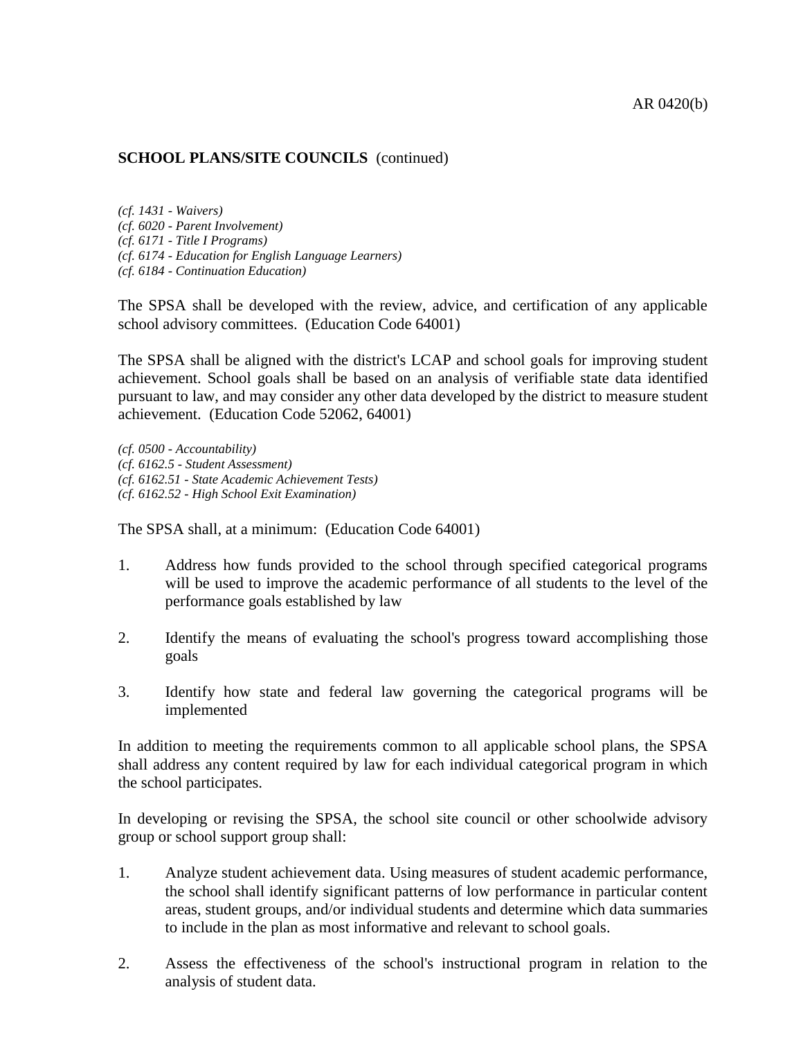**SCHOOL PLANS/SITE COUNCILS** (continued)

*(cf. 1431 - Waivers)*
*(cf. 6020 - Parent Involvement)*
*(cf. 6171 - Title I Programs)*
*(cf. 6174 - Education for English Language Learners)*
*(cf. 6184 - Continuation Education)*

The SPSA shall be developed with the review, advice, and certification of any applicable school advisory committees. (Education Code 64001)

The SPSA shall be aligned with the district's LCAP and school goals for improving student achievement. School goals shall be based on an analysis of verifiable state data identified pursuant to law, and may consider any other data developed by the district to measure student achievement. (Education Code 52062, 64001)

*(cf. 0500 - Accountability)*
*(cf. 6162.5 - Student Assessment)*
*(cf. 6162.51 - State Academic Achievement Tests)*
*(cf. 6162.52 - High School Exit Examination)*

The SPSA shall, at a minimum: (Education Code 64001)

1. Address how funds provided to the school through specified categorical programs will be used to improve the academic performance of all students to the level of the performance goals established by law

2. Identify the means of evaluating the school's progress toward accomplishing those goals

3. Identify how state and federal law governing the categorical programs will be implemented

In addition to meeting the requirements common to all applicable school plans, the SPSA shall address any content required by law for each individual categorical program in which the school participates.

In developing or revising the SPSA, the school site council or other schoolwide advisory group or school support group shall:

1. Analyze student achievement data. Using measures of student academic performance, the school shall identify significant patterns of low performance in particular content areas, student groups, and/or individual students and determine which data summaries to include in the plan as most informative and relevant to school goals.

2. Assess the effectiveness of the school's instructional program in relation to the analysis of student data.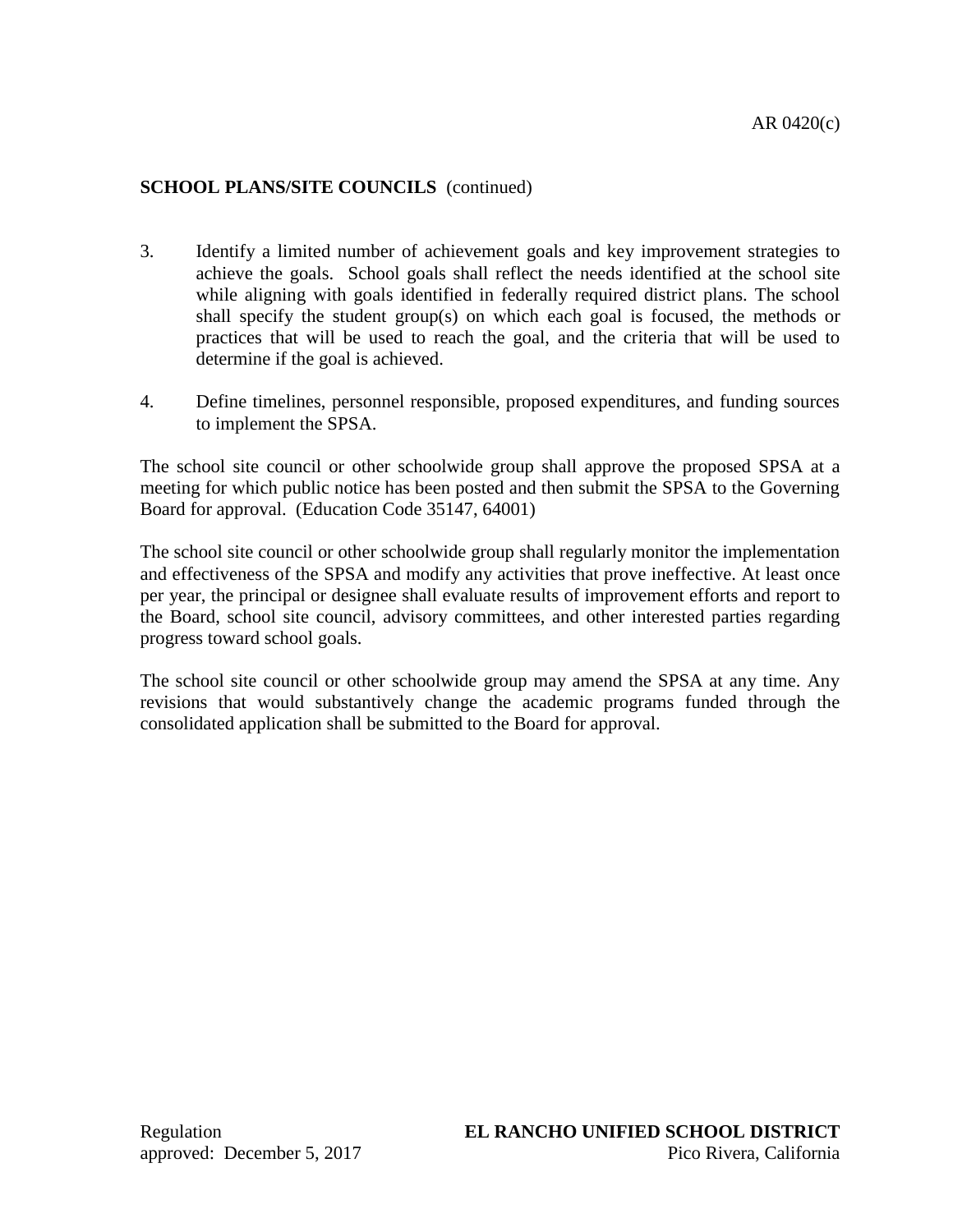**SCHOOL PLANS/SITE COUNCILS** (continued)

3. Identify a limited number of achievement goals and key improvement strategies to achieve the goals. School goals shall reflect the needs identified at the school site while aligning with goals identified in federally required district plans. The school shall specify the student group(s) on which each goal is focused, the methods or practices that will be used to reach the goal, and the criteria that will be used to determine if the goal is achieved.

4. Define timelines, personnel responsible, proposed expenditures, and funding sources to implement the SPSA.

The school site council or other schoolwide group shall approve the proposed SPSA at a meeting for which public notice has been posted and then submit the SPSA to the Governing Board for approval. (Education Code 35147, 64001)

The school site council or other schoolwide group shall regularly monitor the implementation and effectiveness of the SPSA and modify any activities that prove ineffective. At least once per year, the principal or designee shall evaluate results of improvement efforts and report to the Board, school site council, advisory committees, and other interested parties regarding progress toward school goals.

The school site council or other schoolwide group may amend the SPSA at any time. Any revisions that would substantively change the academic programs funded through the consolidated application shall be submitted to the Board for approval.

Regulation
approved: December 5, 2017

**EL RANCHO UNIFIED SCHOOL DISTRICT**
Pico Rivera, California